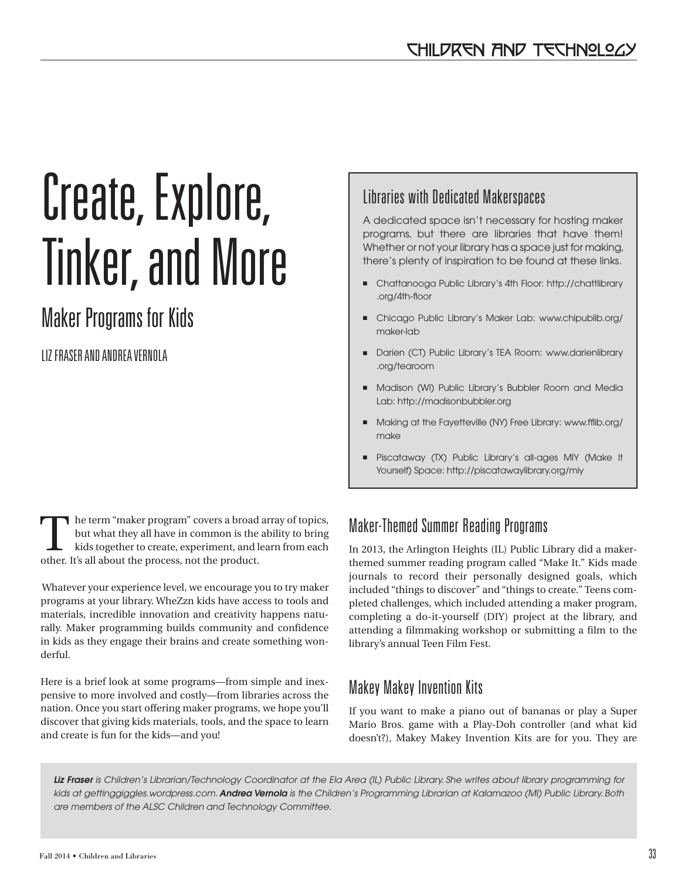# Create, Explore, Tinker, and More

## Maker Programs for Kids

LIZ FRASER AND ANDREA VERNOLA

The term "maker program" covers a broad array of topics, but what they all have in common is the ability to bring kids together to create, experiment, and learn from each other. It's all about the process, not the product.

Whatever your experience level, we encourage you to try maker programs at your library. WheZzn kids have access to tools and materials, incredible innovation and creativity happens naturally. Maker programming builds community and confidence in kids as they engage their brains and create something wonderful.

Here is a brief look at some programs—from simple and inexpensive to more involved and costly—from libraries across the nation. Once you start offering maker programs, we hope you'll discover that giving kids materials, tools, and the space to learn and create is fun for the kids—and you!

### Libraries with Dedicated Makerspaces

A dedicated space isn't necessary for hosting maker programs, but there are libraries that have them! Whether or not your library has a space just for making, there's plenty of inspiration to be found at these links.

- Chattanooga Public Library's 4th Floor: http://chattlibrary.org/4th-floor
- Chicago Public Library's Maker Lab: www.chipublib.org/maker-lab
- Darien (CT) Public Library's TEA Room: www.darienlibrary.org/tearoom
- Madison (WI) Public Library's Bubbler Room and Media Lab: http://madisonbubbler.org
- Making at the Fayetteville (NY) Free Library: www.fflib.org/make
- Piscataway (TX) Public Library's all-ages MIY (Make It Yourself) Space: http://piscatawaylibrary.org/miy

## Maker-Themed Summer Reading Programs

In 2013, the Arlington Heights (IL) Public Library did a maker-themed summer reading program called "Make It." Kids made journals to record their personally designed goals, which included "things to discover" and "things to create." Teens completed challenges, which included attending a maker program, completing a do-it-yourself (DIY) project at the library, and attending a filmmaking workshop or submitting a film to the library's annual Teen Film Fest.

## Makey Makey Invention Kits

If you want to make a piano out of bananas or play a Super Mario Bros. game with a Play-Doh controller (and what kid doesn't?), Makey Makey Invention Kits are for you. They are

*__Liz Fraser__ is Children's Librarian/Technology Coordinator at the Ela Area (IL) Public Library. She writes about library programming for kids at gettinggiggles.wordpress.com. __Andrea Vernola__ is the Children's Programming Librarian at Kalamazoo (MI) Public Library. Both are members of the ALSC Children and Technology Committee.*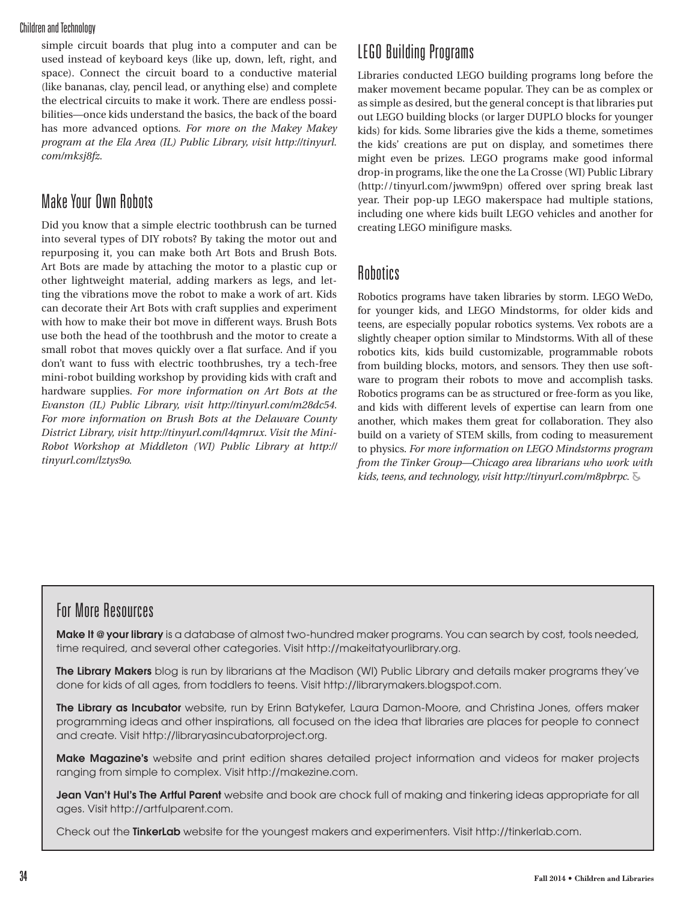simple circuit boards that plug into a computer and can be used instead of keyboard keys (like up, down, left, right, and space). Connect the circuit board to a conductive material (like bananas, clay, pencil lead, or anything else) and complete the electrical circuits to make it work. There are endless possibilities—once kids understand the basics, the back of the board has more advanced options. *For more on the Makey Makey program at the Ela Area (IL) Public Library, visit http://tinyurl.com/mksj8fz.*

## Make Your Own Robots

Did you know that a simple electric toothbrush can be turned into several types of DIY robots? By taking the motor out and repurposing it, you can make both Art Bots and Brush Bots. Art Bots are made by attaching the motor to a plastic cup or other lightweight material, adding markers as legs, and letting the vibrations move the robot to make a work of art. Kids can decorate their Art Bots with craft supplies and experiment with how to make their bot move in different ways. Brush Bots use both the head of the toothbrush and the motor to create a small robot that moves quickly over a flat surface. And if you don't want to fuss with electric toothbrushes, try a tech-free mini-robot building workshop by providing kids with craft and hardware supplies. *For more information on Art Bots at the Evanston (IL) Public Library, visit http://tinyurl.com/m28dc54. For more information on Brush Bots at the Delaware County District Library, visit http://tinyurl.com/l4qmrux. Visit the Mini-Robot Workshop at Middleton (WI) Public Library at http://tinyurl.com/lztys9o.*

## LEGO Building Programs

Libraries conducted LEGO building programs long before the maker movement became popular. They can be as complex or as simple as desired, but the general concept is that libraries put out LEGO building blocks (or larger DUPLO blocks for younger kids) for kids. Some libraries give the kids a theme, sometimes the kids' creations are put on display, and sometimes there might even be prizes. LEGO programs make good informal drop-in programs, like the one the La Crosse (WI) Public Library (http://tinyurl.com/jwwm9pn) offered over spring break last year. Their pop-up LEGO makerspace had multiple stations, including one where kids built LEGO vehicles and another for creating LEGO minifigure masks.

## Robotics

Robotics programs have taken libraries by storm. LEGO WeDo, for younger kids, and LEGO Mindstorms, for older kids and teens, are especially popular robotics systems. Vex robots are a slightly cheaper option similar to Mindstorms. With all of these robotics kits, kids build customizable, programmable robots from building blocks, motors, and sensors. They then use software to program their robots to move and accomplish tasks. Robotics programs can be as structured or free-form as you like, and kids with different levels of expertise can learn from one another, which makes them great for collaboration. They also build on a variety of STEM skills, from coding to measurement to physics. *For more information on LEGO Mindstorms program from the Tinker Group—Chicago area librarians who work with kids, teens, and technology, visit http://tinyurl.com/m8pbrpc.*

## For More Resources

**Make It @ your library** is a database of almost two-hundred maker programs. You can search by cost, tools needed, time required, and several other categories. Visit http://makeitatyourlibrary.org.

**The Library Makers** blog is run by librarians at the Madison (WI) Public Library and details maker programs they've done for kids of all ages, from toddlers to teens. Visit http://librarymakers.blogspot.com.

**The Library as Incubator** website, run by Erinn Batykefer, Laura Damon-Moore, and Christina Jones, offers maker programming ideas and other inspirations, all focused on the idea that libraries are places for people to connect and create. Visit http://libraryasincubatorproject.org.

**Make Magazine's** website and print edition shares detailed project information and videos for maker projects ranging from simple to complex. Visit http://makezine.com.

**Jean Van't Hul's The Artful Parent** website and book are chock full of making and tinkering ideas appropriate for all ages. Visit http://artfulparent.com.

Check out the **TinkerLab** website for the youngest makers and experimenters. Visit http://tinkerlab.com.